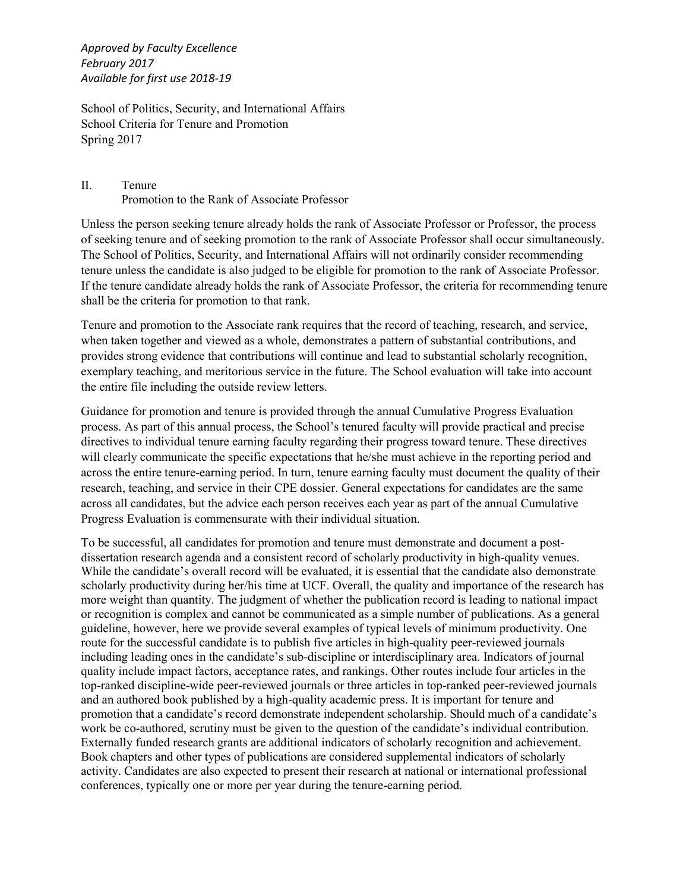*Approved by Faculty Excellence*
*February 2017*
*Available for first use 2018-19*

School of Politics, Security, and International Affairs
School Criteria for Tenure and Promotion
Spring 2017

## II. Tenure
### Promotion to the Rank of Associate Professor

Unless the person seeking tenure already holds the rank of Associate Professor or Professor, the process of seeking tenure and of seeking promotion to the rank of Associate Professor shall occur simultaneously. The School of Politics, Security, and International Affairs will not ordinarily consider recommending tenure unless the candidate is also judged to be eligible for promotion to the rank of Associate Professor. If the tenure candidate already holds the rank of Associate Professor, the criteria for recommending tenure shall be the criteria for promotion to that rank.

Tenure and promotion to the Associate rank requires that the record of teaching, research, and service, when taken together and viewed as a whole, demonstrates a pattern of substantial contributions, and provides strong evidence that contributions will continue and lead to substantial scholarly recognition, exemplary teaching, and meritorious service in the future. The School evaluation will take into account the entire file including the outside review letters.

Guidance for promotion and tenure is provided through the annual Cumulative Progress Evaluation process. As part of this annual process, the School's tenured faculty will provide practical and precise directives to individual tenure earning faculty regarding their progress toward tenure. These directives will clearly communicate the specific expectations that he/she must achieve in the reporting period and across the entire tenure-earning period. In turn, tenure earning faculty must document the quality of their research, teaching, and service in their CPE dossier. General expectations for candidates are the same across all candidates, but the advice each person receives each year as part of the annual Cumulative Progress Evaluation is commensurate with their individual situation.

To be successful, all candidates for promotion and tenure must demonstrate and document a post-dissertation research agenda and a consistent record of scholarly productivity in high-quality venues. While the candidate's overall record will be evaluated, it is essential that the candidate also demonstrate scholarly productivity during her/his time at UCF. Overall, the quality and importance of the research has more weight than quantity. The judgment of whether the publication record is leading to national impact or recognition is complex and cannot be communicated as a simple number of publications. As a general guideline, however, here we provide several examples of typical levels of minimum productivity. One route for the successful candidate is to publish five articles in high-quality peer-reviewed journals including leading ones in the candidate's sub-discipline or interdisciplinary area. Indicators of journal quality include impact factors, acceptance rates, and rankings. Other routes include four articles in the top-ranked discipline-wide peer-reviewed journals or three articles in top-ranked peer-reviewed journals and an authored book published by a high-quality academic press. It is important for tenure and promotion that a candidate's record demonstrate independent scholarship. Should much of a candidate's work be co-authored, scrutiny must be given to the question of the candidate's individual contribution. Externally funded research grants are additional indicators of scholarly recognition and achievement. Book chapters and other types of publications are considered supplemental indicators of scholarly activity. Candidates are also expected to present their research at national or international professional conferences, typically one or more per year during the tenure-earning period.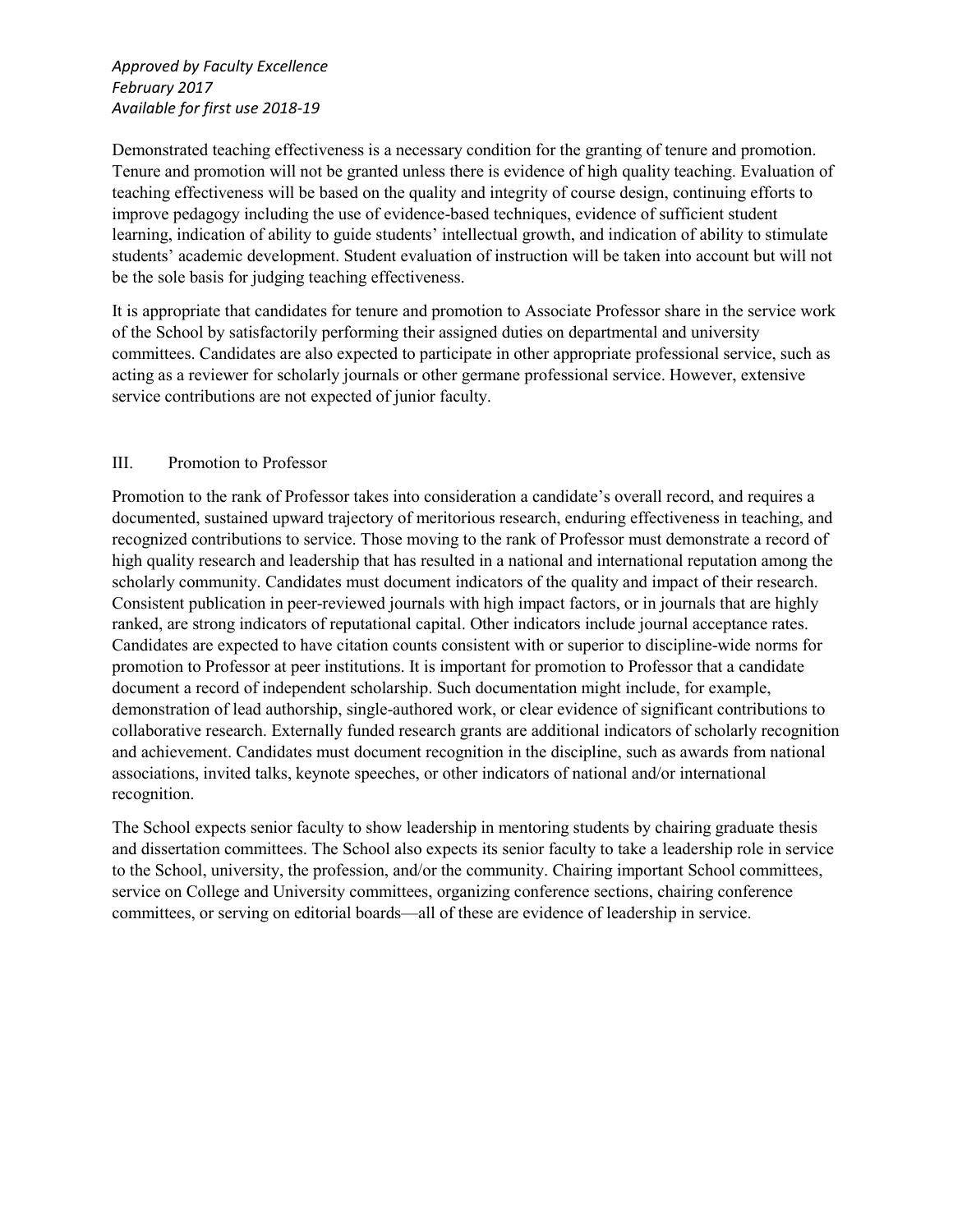*Approved by Faculty Excellence*
*February 2017*
*Available for first use 2018-19*

Demonstrated teaching effectiveness is a necessary condition for the granting of tenure and promotion. Tenure and promotion will not be granted unless there is evidence of high quality teaching. Evaluation of teaching effectiveness will be based on the quality and integrity of course design, continuing efforts to improve pedagogy including the use of evidence-based techniques, evidence of sufficient student learning, indication of ability to guide students' intellectual growth, and indication of ability to stimulate students' academic development. Student evaluation of instruction will be taken into account but will not be the sole basis for judging teaching effectiveness.

It is appropriate that candidates for tenure and promotion to Associate Professor share in the service work of the School by satisfactorily performing their assigned duties on departmental and university committees. Candidates are also expected to participate in other appropriate professional service, such as acting as a reviewer for scholarly journals or other germane professional service. However, extensive service contributions are not expected of junior faculty.

## III. Promotion to Professor

Promotion to the rank of Professor takes into consideration a candidate's overall record, and requires a documented, sustained upward trajectory of meritorious research, enduring effectiveness in teaching, and recognized contributions to service. Those moving to the rank of Professor must demonstrate a record of high quality research and leadership that has resulted in a national and international reputation among the scholarly community. Candidates must document indicators of the quality and impact of their research. Consistent publication in peer-reviewed journals with high impact factors, or in journals that are highly ranked, are strong indicators of reputational capital. Other indicators include journal acceptance rates. Candidates are expected to have citation counts consistent with or superior to discipline-wide norms for promotion to Professor at peer institutions. It is important for promotion to Professor that a candidate document a record of independent scholarship. Such documentation might include, for example, demonstration of lead authorship, single-authored work, or clear evidence of significant contributions to collaborative research. Externally funded research grants are additional indicators of scholarly recognition and achievement. Candidates must document recognition in the discipline, such as awards from national associations, invited talks, keynote speeches, or other indicators of national and/or international recognition.

The School expects senior faculty to show leadership in mentoring students by chairing graduate thesis and dissertation committees. The School also expects its senior faculty to take a leadership role in service to the School, university, the profession, and/or the community. Chairing important School committees, service on College and University committees, organizing conference sections, chairing conference committees, or serving on editorial boards—all of these are evidence of leadership in service.